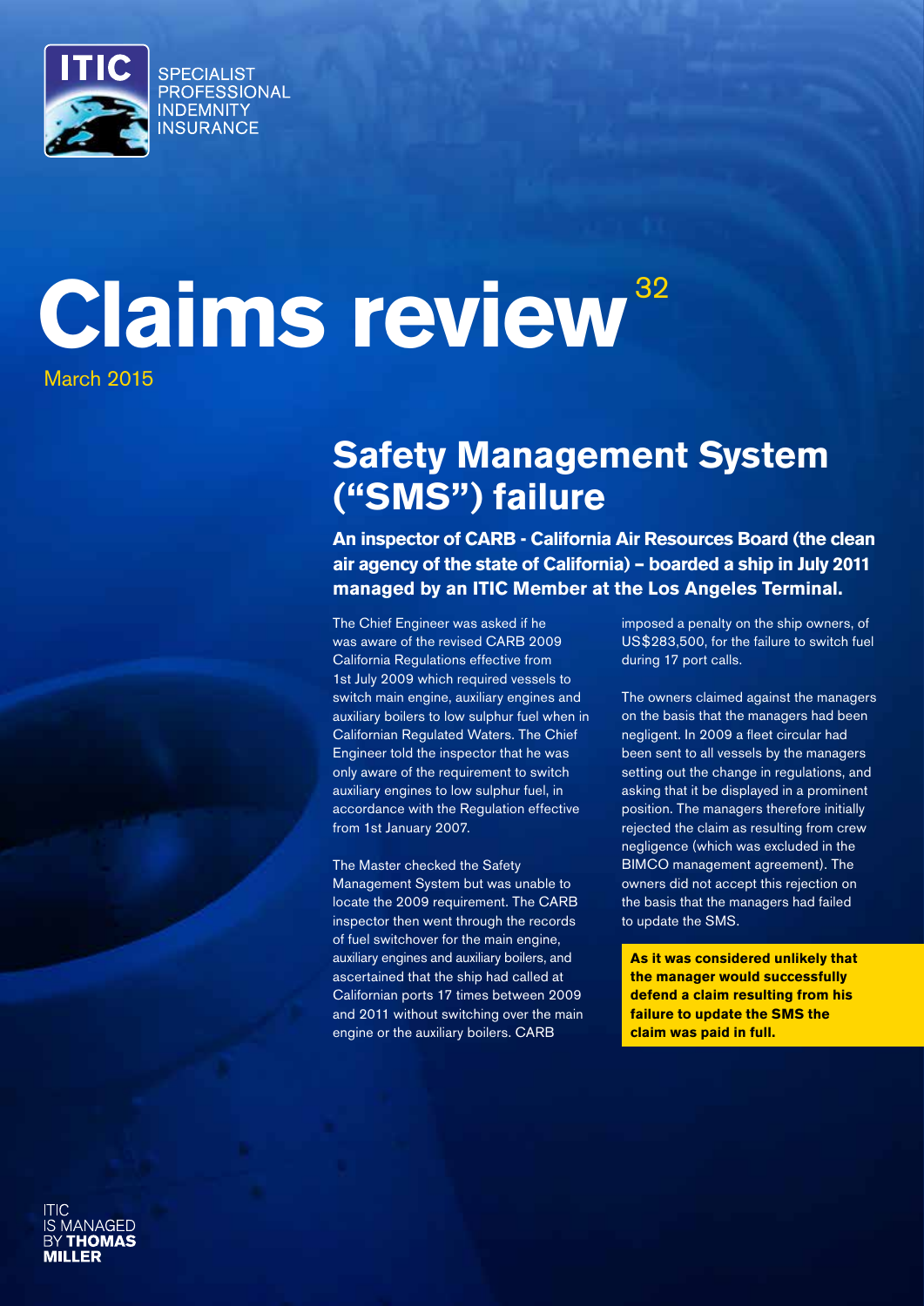ITIC

SPECIALIST
PROFESSIONAL
INDEMNITY
INSURANCE

# Claims review 32

March 2015

## Safety Management System ("SMS") failure

**An inspector of CARB - California Air Resources Board (the clean air agency of the state of California) – boarded a ship in July 2011 managed by an ITIC Member at the Los Angeles Terminal.**

The Chief Engineer was asked if he was aware of the revised CARB 2009 California Regulations effective from 1st July 2009 which required vessels to switch main engine, auxiliary engines and auxiliary boilers to low sulphur fuel when in Californian Regulated Waters. The Chief Engineer told the inspector that he was only aware of the requirement to switch auxiliary engines to low sulphur fuel, in accordance with the Regulation effective from 1st January 2007.

The Master checked the Safety Management System but was unable to locate the 2009 requirement. The CARB inspector then went through the records of fuel switchover for the main engine, auxiliary engines and auxiliary boilers, and ascertained that the ship had called at Californian ports 17 times between 2009 and 2011 without switching over the main engine or the auxiliary boilers. CARB imposed a penalty on the ship owners, of US$283,500, for the failure to switch fuel during 17 port calls.

The owners claimed against the managers on the basis that the managers had been negligent. In 2009 a fleet circular had been sent to all vessels by the managers setting out the change in regulations, and asking that it be displayed in a prominent position. The managers therefore initially rejected the claim as resulting from crew negligence (which was excluded in the BIMCO management agreement). The owners did not accept this rejection on the basis that the managers had failed to update the SMS.

**As it was considered unlikely that the manager would successfully defend a claim resulting from his failure to update the SMS the claim was paid in full.**

ITIC
IS MANAGED
BY **THOMAS MILLER**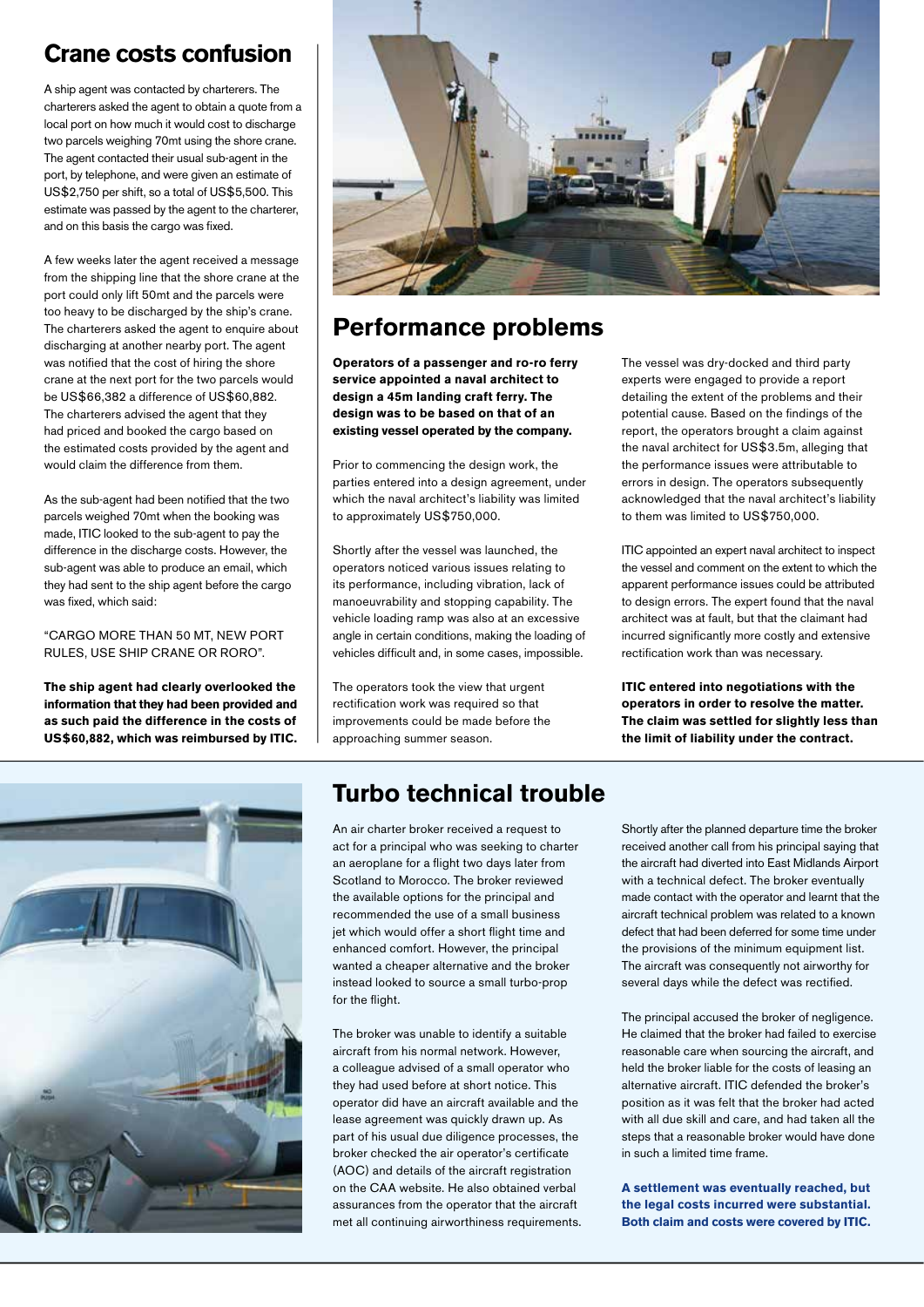## Crane costs confusion

A ship agent was contacted by charterers. The charterers asked the agent to obtain a quote from a local port on how much it would cost to discharge two parcels weighing 70mt using the shore crane. The agent contacted their usual sub-agent in the port, by telephone, and were given an estimate of US$2,750 per shift, so a total of US$5,500. This estimate was passed by the agent to the charterer, and on this basis the cargo was fixed.

A few weeks later the agent received a message from the shipping line that the shore crane at the port could only lift 50mt and the parcels were too heavy to be discharged by the ship's crane. The charterers asked the agent to enquire about discharging at another nearby port. The agent was notified that the cost of hiring the shore crane at the next port for the two parcels would be US$66,382 a difference of US$60,882. The charterers advised the agent that they had priced and booked the cargo based on the estimated costs provided by the agent and would claim the difference from them.

As the sub-agent had been notified that the two parcels weighed 70mt when the booking was made, ITIC looked to the sub-agent to pay the difference in the discharge costs. However, the sub-agent was able to produce an email, which they had sent to the ship agent before the cargo was fixed, which said:

"CARGO MORE THAN 50 MT, NEW PORT RULES, USE SHIP CRANE OR RORO".

**The ship agent had clearly overlooked the information that they had been provided and as such paid the difference in the costs of US$60,882, which was reimbursed by ITIC.**

## Performance problems

**Operators of a passenger and ro-ro ferry service appointed a naval architect to design a 45m landing craft ferry. The design was to be based on that of an existing vessel operated by the company.**

Prior to commencing the design work, the parties entered into a design agreement, under which the naval architect's liability was limited to approximately US$750,000.

Shortly after the vessel was launched, the operators noticed various issues relating to its performance, including vibration, lack of manoeuvrability and stopping capability. The vehicle loading ramp was also at an excessive angle in certain conditions, making the loading of vehicles difficult and, in some cases, impossible.

The operators took the view that urgent rectification work was required so that improvements could be made before the approaching summer season.

The vessel was dry-docked and third party experts were engaged to provide a report detailing the extent of the problems and their potential cause. Based on the findings of the report, the operators brought a claim against the naval architect for US$3.5m, alleging that the performance issues were attributable to errors in design. The operators subsequently acknowledged that the naval architect's liability to them was limited to US$750,000.

ITIC appointed an expert naval architect to inspect the vessel and comment on the extent to which the apparent performance issues could be attributed to design errors. The expert found that the naval architect was at fault, but that the claimant had incurred significantly more costly and extensive rectification work than was necessary.

**ITIC entered into negotiations with the operators in order to resolve the matter. The claim was settled for slightly less than the limit of liability under the contract.**

## Turbo technical trouble

An air charter broker received a request to act for a principal who was seeking to charter an aeroplane for a flight two days later from Scotland to Morocco. The broker reviewed the available options for the principal and recommended the use of a small business jet which would offer a short flight time and enhanced comfort. However, the principal wanted a cheaper alternative and the broker instead looked to source a small turbo-prop for the flight.

The broker was unable to identify a suitable aircraft from his normal network. However, a colleague advised of a small operator who they had used before at short notice. This operator did have an aircraft available and the lease agreement was quickly drawn up. As part of his usual due diligence processes, the broker checked the air operator's certificate (AOC) and details of the aircraft registration on the CAA website. He also obtained verbal assurances from the operator that the aircraft met all continuing airworthiness requirements.

Shortly after the planned departure time the broker received another call from his principal saying that the aircraft had diverted into East Midlands Airport with a technical defect. The broker eventually made contact with the operator and learnt that the aircraft technical problem was related to a known defect that had been deferred for some time under the provisions of the minimum equipment list. The aircraft was consequently not airworthy for several days while the defect was rectified.

The principal accused the broker of negligence. He claimed that the broker had failed to exercise reasonable care when sourcing the aircraft, and held the broker liable for the costs of leasing an alternative aircraft. ITIC defended the broker's position as it was felt that the broker had acted with all due skill and care, and had taken all the steps that a reasonable broker would have done in such a limited time frame.

**A settlement was eventually reached, but the legal costs incurred were substantial. Both claim and costs were covered by ITIC.**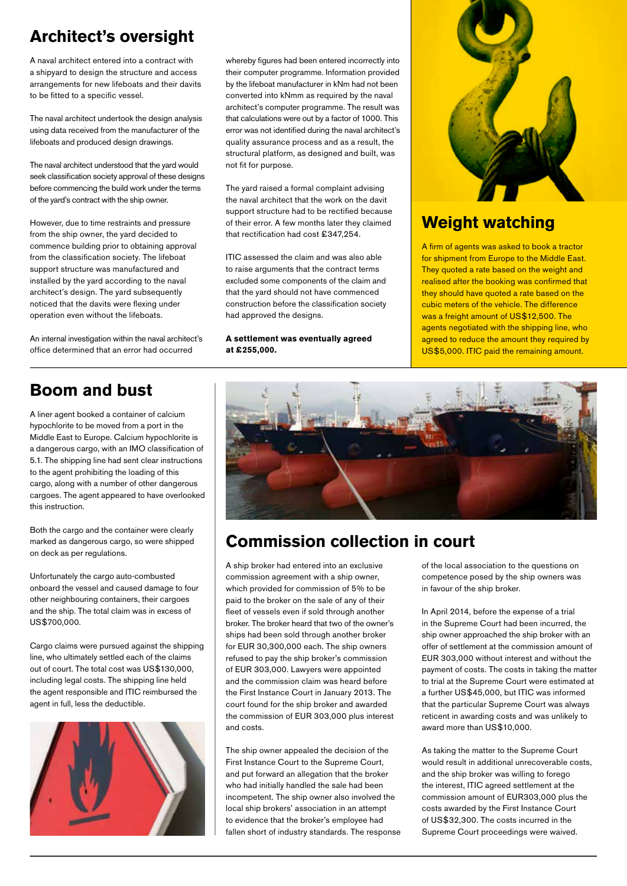## Architect's oversight

A naval architect entered into a contract with a shipyard to design the structure and access arrangements for new lifeboats and their davits to be fitted to a specific vessel.

The naval architect undertook the design analysis using data received from the manufacturer of the lifeboats and produced design drawings.

The naval architect understood that the yard would seek classification society approval of these designs before commencing the build work under the terms of the yard's contract with the ship owner.

However, due to time restraints and pressure from the ship owner, the yard decided to commence building prior to obtaining approval from the classification society. The lifeboat support structure was manufactured and installed by the yard according to the naval architect's design. The yard subsequently noticed that the davits were flexing under operation even without the lifeboats.

An internal investigation within the naval architect's office determined that an error had occurred whereby figures had been entered incorrectly into their computer programme. Information provided by the lifeboat manufacturer in kNm had not been converted into kNmm as required by the naval architect's computer programme. The result was that calculations were out by a factor of 1000. This error was not identified during the naval architect's quality assurance process and as a result, the structural platform, as designed and built, was not fit for purpose.

The yard raised a formal complaint advising the naval architect that the work on the davit support structure had to be rectified because of their error. A few months later they claimed that rectification had cost £347,254.

ITIC assessed the claim and was also able to raise arguments that the contract terms excluded some components of the claim and that the yard should not have commenced construction before the classification society had approved the designs.

**A settlement was eventually agreed at £255,000.**

## Weight watching

A firm of agents was asked to book a tractor for shipment from Europe to the Middle East. They quoted a rate based on the weight and realised after the booking was confirmed that they should have quoted a rate based on the cubic meters of the vehicle. The difference was a freight amount of US$12,500. The agents negotiated with the shipping line, who agreed to reduce the amount they required by US$5,000. ITIC paid the remaining amount.

## Boom and bust

A liner agent booked a container of calcium hypochlorite to be moved from a port in the Middle East to Europe. Calcium hypochlorite is a dangerous cargo, with an IMO classification of 5.1. The shipping line had sent clear instructions to the agent prohibiting the loading of this cargo, along with a number of other dangerous cargoes. The agent appeared to have overlooked this instruction.

Both the cargo and the container were clearly marked as dangerous cargo, so were shipped on deck as per regulations.

Unfortunately the cargo auto-combusted onboard the vessel and caused damage to four other neighbouring containers, their cargoes and the ship. The total claim was in excess of US$700,000.

Cargo claims were pursued against the shipping line, who ultimately settled each of the claims out of court. The total cost was US$130,000, including legal costs. The shipping line held the agent responsible and ITIC reimbursed the agent in full, less the deductible.

## Commission collection in court

A ship broker had entered into an exclusive commission agreement with a ship owner, which provided for commission of 5% to be paid to the broker on the sale of any of their fleet of vessels even if sold through another broker. The broker heard that two of the owner's ships had been sold through another broker for EUR 30,300,000 each. The ship owners refused to pay the ship broker's commission of EUR 303,000. Lawyers were appointed and the commission claim was heard before the First Instance Court in January 2013. The court found for the ship broker and awarded the commission of EUR 303,000 plus interest and costs.

The ship owner appealed the decision of the First Instance Court to the Supreme Court, and put forward an allegation that the broker who had initially handled the sale had been incompetent. The ship owner also involved the local ship brokers' association in an attempt to evidence that the broker's employee had fallen short of industry standards. The response of the local association to the questions on competence posed by the ship owners was in favour of the ship broker.

In April 2014, before the expense of a trial in the Supreme Court had been incurred, the ship owner approached the ship broker with an offer of settlement at the commission amount of EUR 303,000 without interest and without the payment of costs. The costs in taking the matter to trial at the Supreme Court were estimated at a further US$45,000, but ITIC was informed that the particular Supreme Court was always reticent in awarding costs and was unlikely to award more than US$10,000.

As taking the matter to the Supreme Court would result in additional unrecoverable costs, and the ship broker was willing to forego the interest, ITIC agreed settlement at the commission amount of EUR303,000 plus the costs awarded by the First Instance Court of US$32,300. The costs incurred in the Supreme Court proceedings were waived.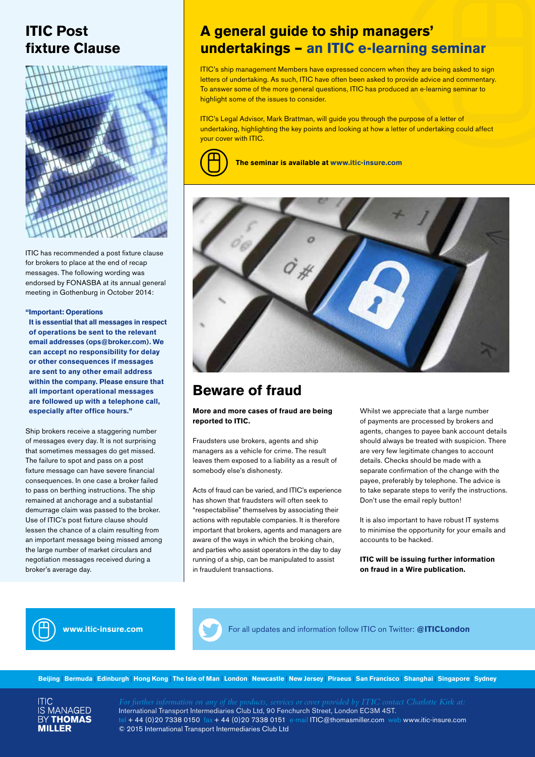## ITIC Post fixture Clause

ITIC has recommended a post fixture clause for brokers to place at the end of recap messages. The following wording was endorsed by FONASBA at its annual general meeting in Gothenburg in October 2014:

**"Important: Operations**
**It is essential that all messages in respect of operations be sent to the relevant email addresses (ops@broker.com). We can accept no responsibility for delay or other consequences if messages are sent to any other email address within the company. Please ensure that all important operational messages are followed up with a telephone call, especially after office hours."**

Ship brokers receive a staggering number of messages every day. It is not surprising that sometimes messages do get missed. The failure to spot and pass on a post fixture message can have severe financial consequences. In one case a broker failed to pass on berthing instructions. The ship remained at anchorage and a substantial demurrage claim was passed to the broker. Use of ITIC's post fixture clause should lessen the chance of a claim resulting from an important message being missed among the large number of market circulars and negotiation messages received during a broker's average day.

## A general guide to ship managers' undertakings – an ITIC e-learning seminar

ITIC's ship management Members have expressed concern when they are being asked to sign letters of undertaking. As such, ITIC have often been asked to provide advice and commentary. To answer some of the more general questions, ITIC has produced an e-learning seminar to highlight some of the issues to consider.

ITIC's Legal Advisor, Mark Brattman, will guide you through the purpose of a letter of undertaking, highlighting the key points and looking at how a letter of undertaking could affect your cover with ITIC.

**The seminar is available at www.itic-insure.com**

## Beware of fraud

**More and more cases of fraud are being reported to ITIC.**

Fraudsters use brokers, agents and ship managers as a vehicle for crime. The result leaves them exposed to a liability as a result of somebody else's dishonesty.

Acts of fraud can be varied, and ITIC's experience has shown that fraudsters will often seek to "respectabilise" themselves by associating their actions with reputable companies. It is therefore important that brokers, agents and managers are aware of the ways in which the broking chain, and parties who assist operators in the day to day running of a ship, can be manipulated to assist in fraudulent transactions.

Whilst we appreciate that a large number of payments are processed by brokers and agents, changes to payee bank account details should always be treated with suspicion. There are very few legitimate changes to account details. Checks should be made with a separate confirmation of the change with the payee, preferably by telephone. The advice is to take separate steps to verify the instructions. Don't use the email reply button!

It is also important to have robust IT systems to minimise the opportunity for your emails and accounts to be hacked.

**ITIC will be issuing further information on fraud in a Wire publication.**

**www.itic-insure.com**

For all updates and information follow ITIC on Twitter: **@ITICLondon**

**Beijing | Bermuda | Edinburgh | Hong Kong | The Isle of Man | London | Newcastle | New Jersey | Piraeus | San Francisco | Shanghai | Singapore | Sydney**

ITIC IS MANAGED BY **THOMAS MILLER**

*For further information on any of the products, services or cover provided by ITIC contact Charlotte Kirk at:*
International Transport Intermediaries Club Ltd, 90 Fenchurch Street, London EC3M 4ST.
tel + 44 (0)20 7338 0150 fax + 44 (0)20 7338 0151 e-mail ITIC@thomasmiller.com web www.itic-insure.com
© 2015 International Transport Intermediaries Club Ltd